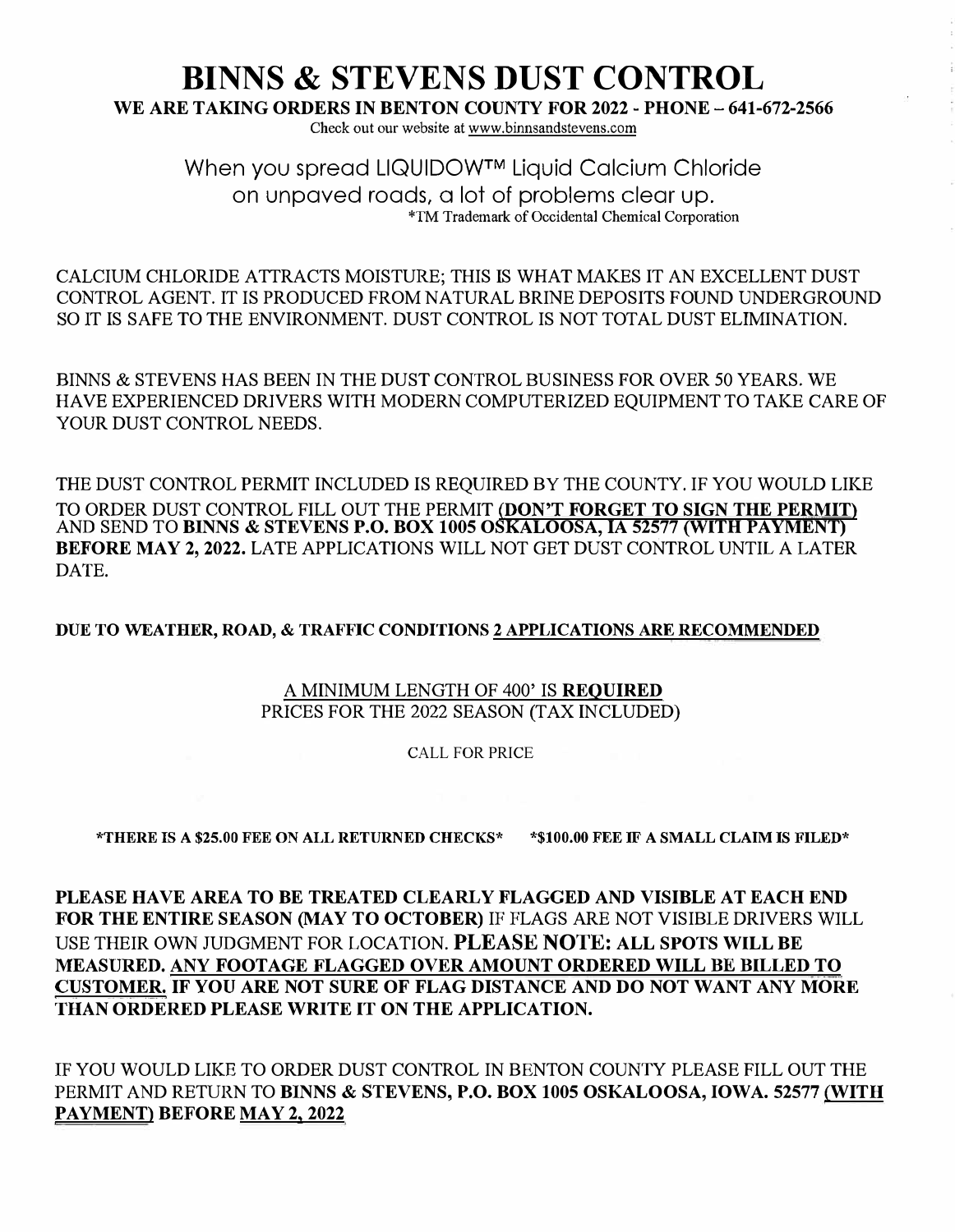# BINNS & STEVENS DUST CONTROL

**WE ARE TAKING ORDERS IN BENTON COUNTY FOR 2022 - PHONE – 641-672-2566**

Check out our website at www.binnsandstevens.com

When you spread LIQUIDOW™ Liquid Calcium Chloride on unpaved roads, a lot of problems clear up.

\*TM Trademark of Occidental Chemical Corporation

CALCIUM CHLORIDE ATTRACTS MOISTURE; THIS IS WHAT MAKES IT AN EXCELLENT DUST CONTROL AGENT. IT IS PRODUCED FROM NATURAL BRINE DEPOSITS FOUND UNDERGROUND SO IT IS SAFE TO THE ENVIRONMENT. DUST CONTROL IS NOT TOTAL DUST ELIMINATION.

BINNS & STEVENS HAS BEEN IN THE DUST CONTROL BUSINESS FOR OVER 50 YEARS. WE HAVE EXPERIENCED DRIVERS WITH MODERN COMPUTERIZED EQUIPMENT TO TAKE CARE OF YOUR DUST CONTROL NEEDS.

THE DUST CONTROL PERMIT INCLUDED IS REQUIRED BY THE COUNTY. IF YOU WOULD LIKE TO ORDER DUST CONTROL FILL OUT THE PERMIT **(DON'T FORGET TO SIGN THE PERMIT)** AND SEND TO **BINNS & STEVENS P.O. BOX 1005 OSKALOOSA, IA 52577 (WITH PAYMENT) BEFORE MAY 2, 2022.** LATE APPLICATIONS WILL NOT GET DUST CONTROL UNTIL A LATER DATE.

**DUE TO WEATHER, ROAD, & TRAFFIC CONDITIONS 2 APPLICATIONS ARE RECOMMENDED**

A MINIMUM LENGTH OF 400' IS **REQUIRED**

PRICES FOR THE 2022 SEASON (TAX INCLUDED)

CALL FOR PRICE

**\*THERE IS A $25.00 FEE ON ALL RETURNED CHECKS\*   \*$100.00 FEE IF A SMALL CLAIM IS FILED\***

**PLEASE HAVE AREA TO BE TREATED CLEARLY FLAGGED AND VISIBLE AT EACH END FOR THE ENTIRE SEASON (MAY TO OCTOBER)** IF FLAGS ARE NOT VISIBLE DRIVERS WILL USE THEIR OWN JUDGMENT FOR LOCATION. **PLEASE NOTE: ALL SPOTS WILL BE MEASURED. ANY FOOTAGE FLAGGED OVER AMOUNT ORDERED WILL BE BILLED TO CUSTOMER. IF YOU ARE NOT SURE OF FLAG DISTANCE AND DO NOT WANT ANY MORE THAN ORDERED PLEASE WRITE IT ON THE APPLICATION.**

IF YOU WOULD LIKE TO ORDER DUST CONTROL IN BENTON COUNTY PLEASE FILL OUT THE PERMIT AND RETURN TO **BINNS & STEVENS, P.O. BOX 1005 OSKALOOSA, IOWA. 52577 (WITH PAYMENT) BEFORE MAY 2, 2022**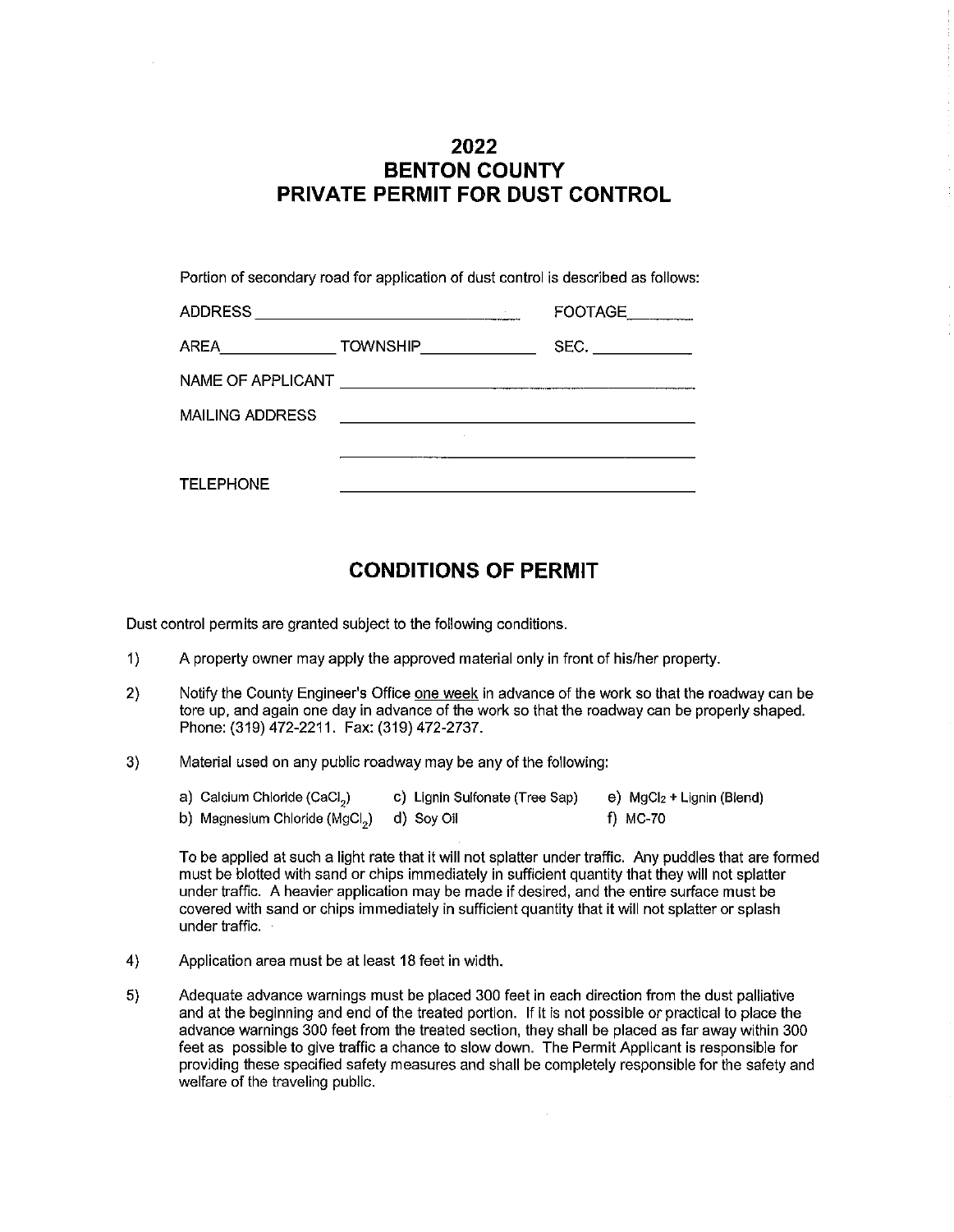# 2022
# BENTON COUNTY
# PRIVATE PERMIT FOR DUST CONTROL

Portion of secondary road for application of dust control is described as follows:

ADDRESS ______________________________ FOOTAGE________

AREA______________ TOWNSHIP______________ SEC. ____________

NAME OF APPLICANT ________________________________________

MAILING ADDRESS ________________________________________

________________________________________

TELEPHONE ________________________________________

## CONDITIONS OF PERMIT

Dust control permits are granted subject to the following conditions.

1) A property owner may apply the approved material only in front of his/her property.

2) Notify the County Engineer's Office <u>one week</u> in advance of the work so that the roadway can be tore up, and again one day in advance of the work so that the roadway can be properly shaped. Phone: (319) 472-2211. Fax: (319) 472-2737.

3) Material used on any public roadway may be any of the following:

   a) Calcium Chloride ($CaCl_2$)
   b) Magnesium Chloride ($MgCl_2$)
   c) Lignin Sulfonate (Tree Sap)
   d) Soy Oil
   e) $MgCl_2$ + Lignin (Blend)
   f) MC-70

   To be applied at such a light rate that it will not splatter under traffic. Any puddles that are formed must be blotted with sand or chips immediately in sufficient quantity that they will not splatter under traffic. A heavier application may be made if desired, and the entire surface must be covered with sand or chips immediately in sufficient quantity that it will not splatter or splash under traffic.

4) Application area must be at least 18 feet in width.

5) Adequate advance warnings must be placed 300 feet in each direction from the dust palliative and at the beginning and end of the treated portion. If it is not possible or practical to place the advance warnings 300 feet from the treated section, they shall be placed as far away within 300 feet as possible to give traffic a chance to slow down. The Permit Applicant is responsible for providing these specified safety measures and shall be completely responsible for the safety and welfare of the traveling public.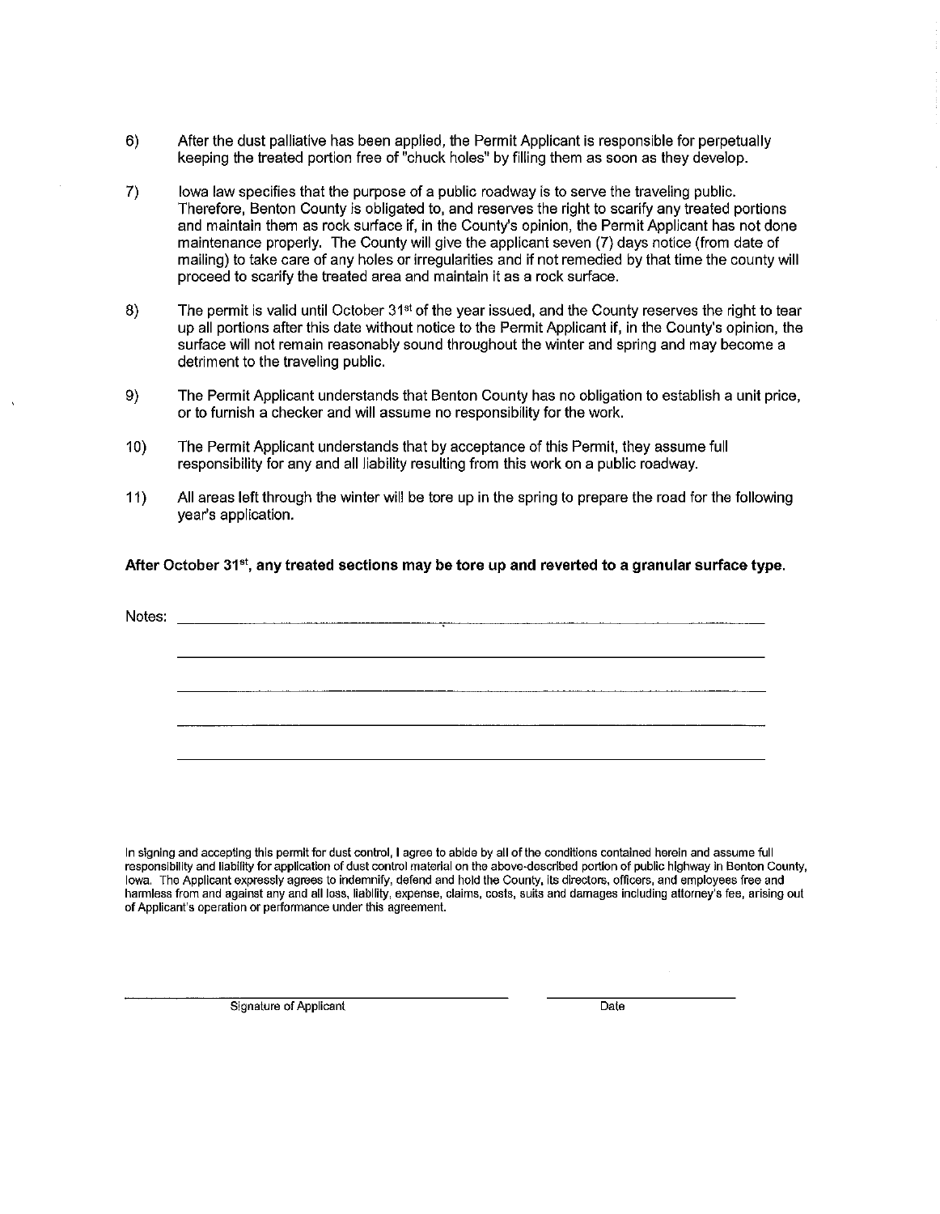6) After the dust palliative has been applied, the Permit Applicant is responsible for perpetually keeping the treated portion free of "chuck holes" by filling them as soon as they develop.

7) Iowa law specifies that the purpose of a public roadway is to serve the traveling public. Therefore, Benton County is obligated to, and reserves the right to scarify any treated portions and maintain them as rock surface if, in the County's opinion, the Permit Applicant has not done maintenance properly. The County will give the applicant seven (7) days notice (from date of mailing) to take care of any holes or irregularities and if not remedied by that time the county will proceed to scarify the treated area and maintain it as a rock surface.

8) The permit is valid until October 31st of the year issued, and the County reserves the right to tear up all portions after this date without notice to the Permit Applicant if, in the County's opinion, the surface will not remain reasonably sound throughout the winter and spring and may become a detriment to the traveling public.

9) The Permit Applicant understands that Benton County has no obligation to establish a unit price, or to furnish a checker and will assume no responsibility for the work.

10) The Permit Applicant understands that by acceptance of this Permit, they assume full responsibility for any and all liability resulting from this work on a public roadway.

11) All areas left through the winter will be tore up in the spring to prepare the road for the following year's application.

**After October 31st, any treated sections may be tore up and reverted to a granular surface type.**

Notes: ____________________________________________

____________________________________________

____________________________________________

____________________________________________

____________________________________________

In signing and accepting this permit for dust control, I agree to abide by all of the conditions contained herein and assume full responsibility and liability for application of dust control material on the above-described portion of public highway in Benton County, Iowa. The Applicant expressly agrees to indemnify, defend and hold the County, its directors, officers, and employees free and harmless from and against any and all loss, liability, expense, claims, costs, suits and damages including attorney's fee, arising out of Applicant's operation or performance under this agreement.

______________________________ ______________

Signature of Applicant Date